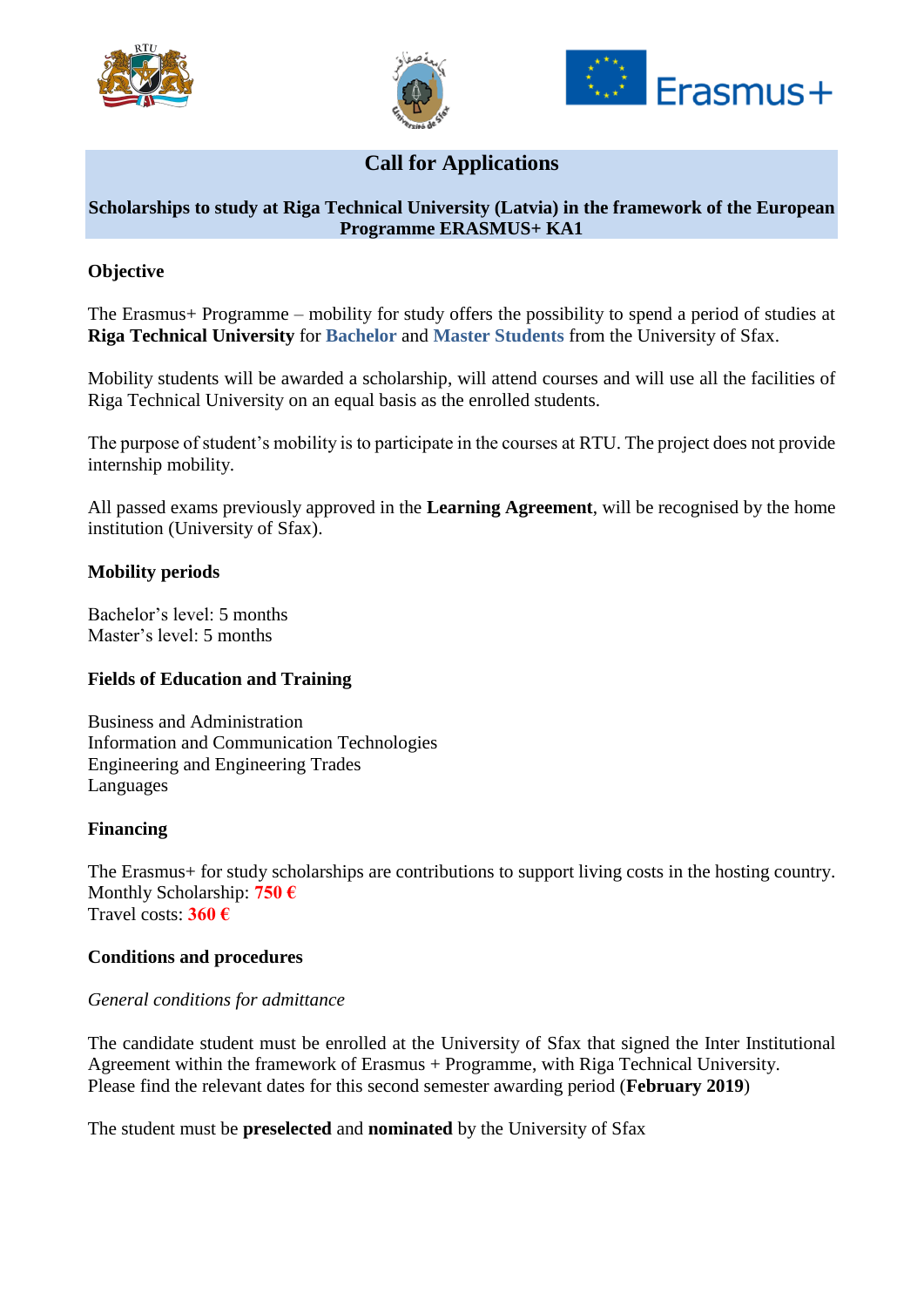# Call for Applications

## Scholarships to study at Riga Technical University (Latvia) in the framework of the European Programme ERASMUS+ KA1

### Objective

The Erasmus+ Programme – mobility for study offers the possibility to spend a period of studies at **Riga Technical University** for **Bachelor** and **Master Students** from the University of Sfax.

Mobility students will be awarded a scholarship, will attend courses and will use all the facilities of Riga Technical University on an equal basis as the enrolled students.

The purpose of student's mobility is to participate in the courses at RTU. The project does not provide internship mobility.

All passed exams previously approved in the **Learning Agreement**, will be recognised by the home institution (University of Sfax).

### Mobility periods

Bachelor's level: 5 months
Master's level: 5 months

### Fields of Education and Training

Business and Administration
Information and Communication Technologies
Engineering and Engineering Trades
Languages

### Financing

The Erasmus+ for study scholarships are contributions to support living costs in the hosting country.
Monthly Scholarship: **750 €**
Travel costs: **360 €**

### Conditions and procedures

*General conditions for admittance*

The candidate student must be enrolled at the University of Sfax that signed the Inter Institutional Agreement within the framework of Erasmus + Programme, with Riga Technical University.
Please find the relevant dates for this second semester awarding period (**February 2019**)

The student must be **preselected** and **nominated** by the University of Sfax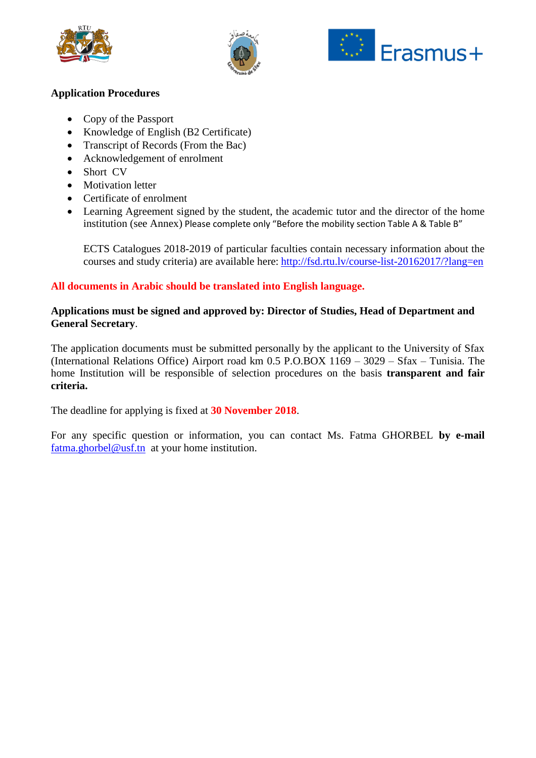**Application Procedures**

- Copy of the Passport
- Knowledge of English (B2 Certificate)
- Transcript of Records (From the Bac)
- Acknowledgement of enrolment
- Short CV
- Motivation letter
- Certificate of enrolment
- Learning Agreement signed by the student, the academic tutor and the director of the home institution (see Annex) Please complete only "Before the mobility section Table A & Table B"

  ECTS Catalogues 2018-2019 of particular faculties contain necessary information about the courses and study criteria) are available here: http://fsd.rtu.lv/course-list-20162017/?lang=en

**All documents in Arabic should be translated into English language.**

**Applications must be signed and approved by: Director of Studies, Head of Department and General Secretary**.

The application documents must be submitted personally by the applicant to the University of Sfax (International Relations Office) Airport road km 0.5 P.O.BOX 1169 – 3029 – Sfax – Tunisia. The home Institution will be responsible of selection procedures on the basis **transparent and fair criteria.**

The deadline for applying is fixed at **30 November 2018**.

For any specific question or information, you can contact Ms. Fatma GHORBEL **by e-mail** fatma.ghorbel@usf.tn at your home institution.